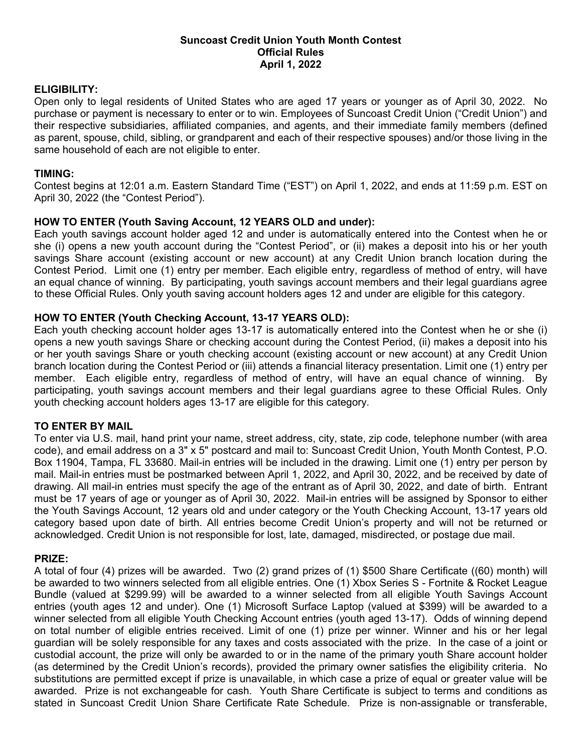**Suncoast Credit Union Youth Month Contest**
**Official Rules**
**April 1, 2022**

**ELIGIBILITY:**

Open only to legal residents of United States who are aged 17 years or younger as of April 30, 2022. No purchase or payment is necessary to enter or to win. Employees of Suncoast Credit Union ("Credit Union") and their respective subsidiaries, affiliated companies, and agents, and their immediate family members (defined as parent, spouse, child, sibling, or grandparent and each of their respective spouses) and/or those living in the same household of each are not eligible to enter.

**TIMING:**

Contest begins at 12:01 a.m. Eastern Standard Time ("EST") on April 1, 2022, and ends at 11:59 p.m. EST on April 30, 2022 (the "Contest Period").

**HOW TO ENTER (Youth Saving Account, 12 YEARS OLD and under):**

Each youth savings account holder aged 12 and under is automatically entered into the Contest when he or she (i) opens a new youth account during the "Contest Period", or (ii) makes a deposit into his or her youth savings Share account (existing account or new account) at any Credit Union branch location during the Contest Period. Limit one (1) entry per member. Each eligible entry, regardless of method of entry, will have an equal chance of winning. By participating, youth savings account members and their legal guardians agree to these Official Rules. Only youth saving account holders ages 12 and under are eligible for this category.

**HOW TO ENTER (Youth Checking Account, 13-17 YEARS OLD):**

Each youth checking account holder ages 13-17 is automatically entered into the Contest when he or she (i) opens a new youth savings Share or checking account during the Contest Period, (ii) makes a deposit into his or her youth savings Share or youth checking account (existing account or new account) at any Credit Union branch location during the Contest Period or (iii) attends a financial literacy presentation. Limit one (1) entry per member. Each eligible entry, regardless of method of entry, will have an equal chance of winning. By participating, youth savings account members and their legal guardians agree to these Official Rules. Only youth checking account holders ages 13-17 are eligible for this category.

**TO ENTER BY MAIL**

To enter via U.S. mail, hand print your name, street address, city, state, zip code, telephone number (with area code), and email address on a 3" x 5" postcard and mail to: Suncoast Credit Union, Youth Month Contest, P.O. Box 11904, Tampa, FL 33680. Mail-in entries will be included in the drawing. Limit one (1) entry per person by mail. Mail-in entries must be postmarked between April 1, 2022, and April 30, 2022, and be received by date of drawing. All mail-in entries must specify the age of the entrant as of April 30, 2022, and date of birth. Entrant must be 17 years of age or younger as of April 30, 2022. Mail-in entries will be assigned by Sponsor to either the Youth Savings Account, 12 years old and under category or the Youth Checking Account, 13-17 years old category based upon date of birth. All entries become Credit Union's property and will not be returned or acknowledged. Credit Union is not responsible for lost, late, damaged, misdirected, or postage due mail.

**PRIZE:**

A total of four (4) prizes will be awarded. Two (2) grand prizes of (1) $500 Share Certificate ((60) month) will be awarded to two winners selected from all eligible entries. One (1) Xbox Series S - Fortnite & Rocket League Bundle (valued at $299.99) will be awarded to a winner selected from all eligible Youth Savings Account entries (youth ages 12 and under). One (1) Microsoft Surface Laptop (valued at $399) will be awarded to a winner selected from all eligible Youth Checking Account entries (youth aged 13-17). Odds of winning depend on total number of eligible entries received. Limit of one (1) prize per winner. Winner and his or her legal guardian will be solely responsible for any taxes and costs associated with the prize. In the case of a joint or custodial account, the prize will only be awarded to or in the name of the primary youth Share account holder (as determined by the Credit Union's records), provided the primary owner satisfies the eligibility criteria. No substitutions are permitted except if prize is unavailable, in which case a prize of equal or greater value will be awarded. Prize is not exchangeable for cash. Youth Share Certificate is subject to terms and conditions as stated in Suncoast Credit Union Share Certificate Rate Schedule. Prize is non-assignable or transferable,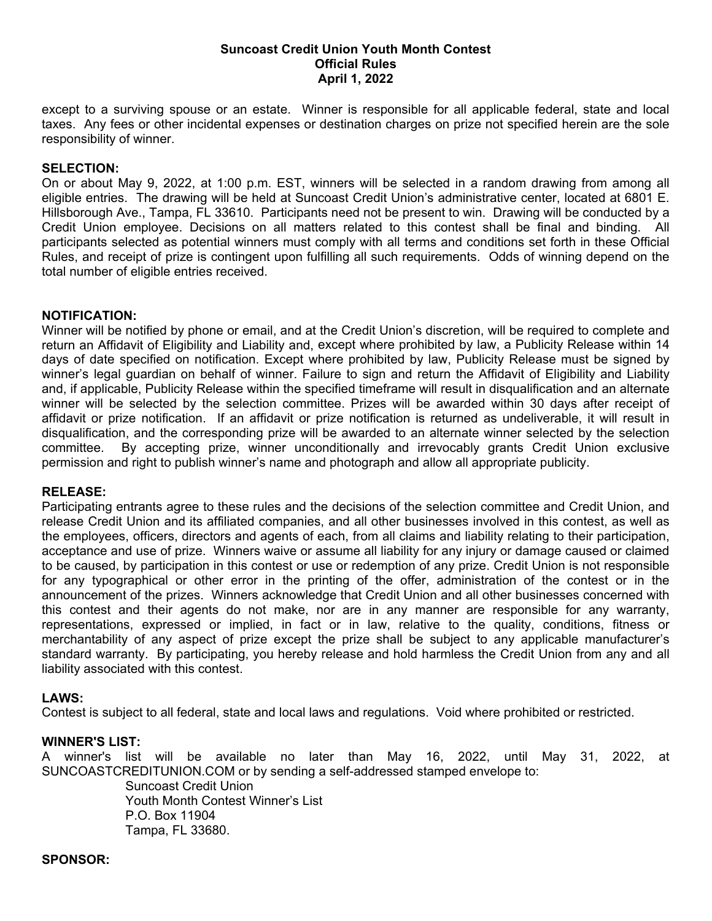except to a surviving spouse or an estate. Winner is responsible for all applicable federal, state and local taxes. Any fees or other incidental expenses or destination charges on prize not specified herein are the sole responsibility of winner.

**SELECTION:**

On or about May 9, 2022, at 1:00 p.m. EST, winners will be selected in a random drawing from among all eligible entries. The drawing will be held at Suncoast Credit Union's administrative center, located at 6801 E. Hillsborough Ave., Tampa, FL 33610. Participants need not be present to win. Drawing will be conducted by a Credit Union employee. Decisions on all matters related to this contest shall be final and binding. All participants selected as potential winners must comply with all terms and conditions set forth in these Official Rules, and receipt of prize is contingent upon fulfilling all such requirements. Odds of winning depend on the total number of eligible entries received.

**NOTIFICATION:**

Winner will be notified by phone or email, and at the Credit Union's discretion, will be required to complete and return an Affidavit of Eligibility and Liability and, except where prohibited by law, a Publicity Release within 14 days of date specified on notification. Except where prohibited by law, Publicity Release must be signed by winner's legal guardian on behalf of winner. Failure to sign and return the Affidavit of Eligibility and Liability and, if applicable, Publicity Release within the specified timeframe will result in disqualification and an alternate winner will be selected by the selection committee. Prizes will be awarded within 30 days after receipt of affidavit or prize notification. If an affidavit or prize notification is returned as undeliverable, it will result in disqualification, and the corresponding prize will be awarded to an alternate winner selected by the selection committee. By accepting prize, winner unconditionally and irrevocably grants Credit Union exclusive permission and right to publish winner's name and photograph and allow all appropriate publicity.

**RELEASE:**

Participating entrants agree to these rules and the decisions of the selection committee and Credit Union, and release Credit Union and its affiliated companies, and all other businesses involved in this contest, as well as the employees, officers, directors and agents of each, from all claims and liability relating to their participation, acceptance and use of prize. Winners waive or assume all liability for any injury or damage caused or claimed to be caused, by participation in this contest or use or redemption of any prize. Credit Union is not responsible for any typographical or other error in the printing of the offer, administration of the contest or in the announcement of the prizes. Winners acknowledge that Credit Union and all other businesses concerned with this contest and their agents do not make, nor are in any manner are responsible for any warranty, representations, expressed or implied, in fact or in law, relative to the quality, conditions, fitness or merchantability of any aspect of prize except the prize shall be subject to any applicable manufacturer's standard warranty. By participating, you hereby release and hold harmless the Credit Union from any and all liability associated with this contest.

**LAWS:**

Contest is subject to all federal, state and local laws and regulations. Void where prohibited or restricted.

**WINNER'S LIST:**

A winner's list will be available no later than May 16, 2022, until May 31, 2022, at SUNCOASTCREDITUNION.COM or by sending a self-addressed stamped envelope to:

Suncoast Credit Union
Youth Month Contest Winner's List
P.O. Box 11904
Tampa, FL 33680.

**SPONSOR:**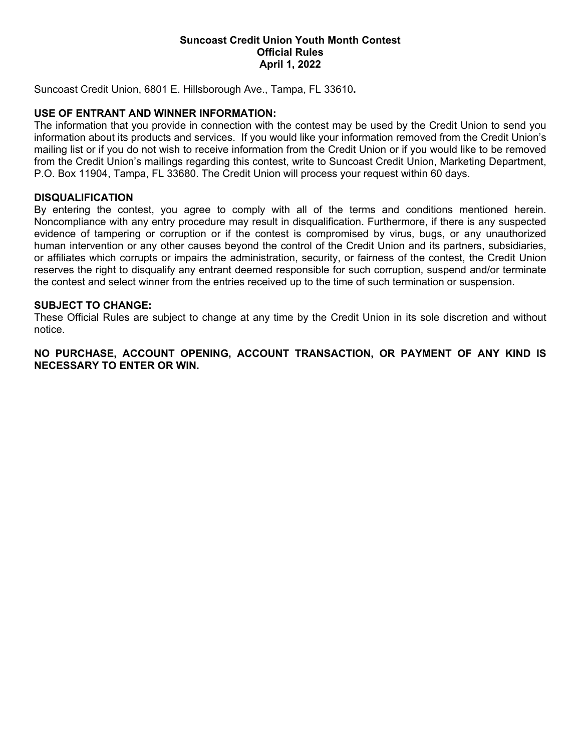**Suncoast Credit Union Youth Month Contest**
**Official Rules**
**April 1, 2022**

Suncoast Credit Union, 6801 E. Hillsborough Ave., Tampa, FL 33610**.**

**USE OF ENTRANT AND WINNER INFORMATION:**
The information that you provide in connection with the contest may be used by the Credit Union to send you information about its products and services. If you would like your information removed from the Credit Union's mailing list or if you do not wish to receive information from the Credit Union or if you would like to be removed from the Credit Union's mailings regarding this contest, write to Suncoast Credit Union, Marketing Department, P.O. Box 11904, Tampa, FL 33680. The Credit Union will process your request within 60 days.

**DISQUALIFICATION**
By entering the contest, you agree to comply with all of the terms and conditions mentioned herein. Noncompliance with any entry procedure may result in disqualification. Furthermore, if there is any suspected evidence of tampering or corruption or if the contest is compromised by virus, bugs, or any unauthorized human intervention or any other causes beyond the control of the Credit Union and its partners, subsidiaries, or affiliates which corrupts or impairs the administration, security, or fairness of the contest, the Credit Union reserves the right to disqualify any entrant deemed responsible for such corruption, suspend and/or terminate the contest and select winner from the entries received up to the time of such termination or suspension.

**SUBJECT TO CHANGE:**
These Official Rules are subject to change at any time by the Credit Union in its sole discretion and without notice.

**NO PURCHASE, ACCOUNT OPENING, ACCOUNT TRANSACTION, OR PAYMENT OF ANY KIND IS NECESSARY TO ENTER OR WIN.**